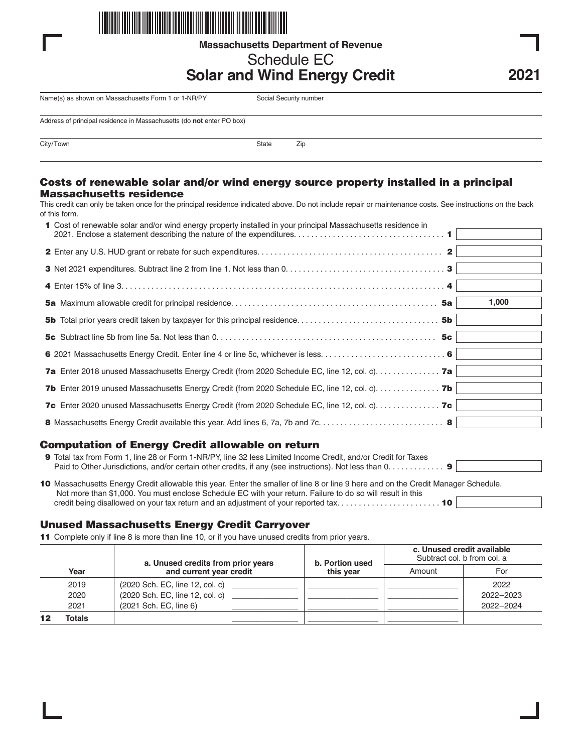Massachusetts Department of Revenue

# Schedule EC
# Solar and Wind Energy Credit

**2021**

Name(s) as shown on Massachusetts Form 1 or 1-NR/PY | Social Security number

Address of principal residence in Massachusetts (do **not** enter PO box)

City/Town | State | Zip

## Costs of renewable solar and/or wind energy source property installed in a principal Massachusetts residence

This credit can only be taken once for the principal residence indicated above. Do not include repair or maintenance costs. See instructions on the back of this form.

| Line | Description | Amount |
|---|---|---|
| **1** | Cost of renewable solar and/or wind energy property installed in your principal Massachusetts residence in 2021. Enclose a statement describing the nature of the expenditures | |
| **2** | Enter any U.S. HUD grant or rebate for such expenditures | |
| **3** | Net 2021 expenditures. Subtract line 2 from line 1. Not less than 0 | |
| **4** | Enter 15% of line 3 | |
| **5a** | Maximum allowable credit for principal residence | 1,000 |
| **5b** | Total prior years credit taken by taxpayer for this principal residence | |
| **5c** | Subtract line 5b from line 5a. Not less than 0 | |
| **6** | 2021 Massachusetts Energy Credit. Enter line 4 or line 5c, whichever is less | |
| **7a** | Enter 2018 unused Massachusetts Energy Credit (from 2020 Schedule EC, line 12, col. c) | |
| **7b** | Enter 2019 unused Massachusetts Energy Credit (from 2020 Schedule EC, line 12, col. c) | |
| **7c** | Enter 2020 unused Massachusetts Energy Credit (from 2020 Schedule EC, line 12, col. c) | |
| **8** | Massachusetts Energy Credit available this year. Add lines 6, 7a, 7b and 7c | |

## Computation of Energy Credit allowable on return

| Line | Description | Amount |
|---|---|---|
| **9** | Total tax from Form 1, line 28 or Form 1-NR/PY, line 32 less Limited Income Credit, and/or Credit for Taxes Paid to Other Jurisdictions, and/or certain other credits, if any (see instructions). Not less than 0 | |
| **10** | Massachusetts Energy Credit allowable this year. Enter the smaller of line 8 or line 9 here and on the Credit Manager Schedule. Not more than $1,000. You must enclose Schedule EC with your return. Failure to do so will result in this credit being disallowed on your tax return and an adjustment of your reported tax | |

## Unused Massachusetts Energy Credit Carryover

**11** Complete only if line 8 is more than line 10, or if you have unused credits from prior years.

| Year | a. Unused credits from prior years and current year credit | b. Portion used this year | c. Unused credit available Subtract col. b from col. a — Amount | For |
|---|---|---|---|---|
| 2019 | (2020 Sch. EC, line 12, col. c) | | | 2022 |
| 2020 | (2020 Sch. EC, line 12, col. c) | | | 2022–2023 |
| 2021 | (2021 Sch. EC, line 6) | | | 2022–2024 |
| **12 Totals** | | | | |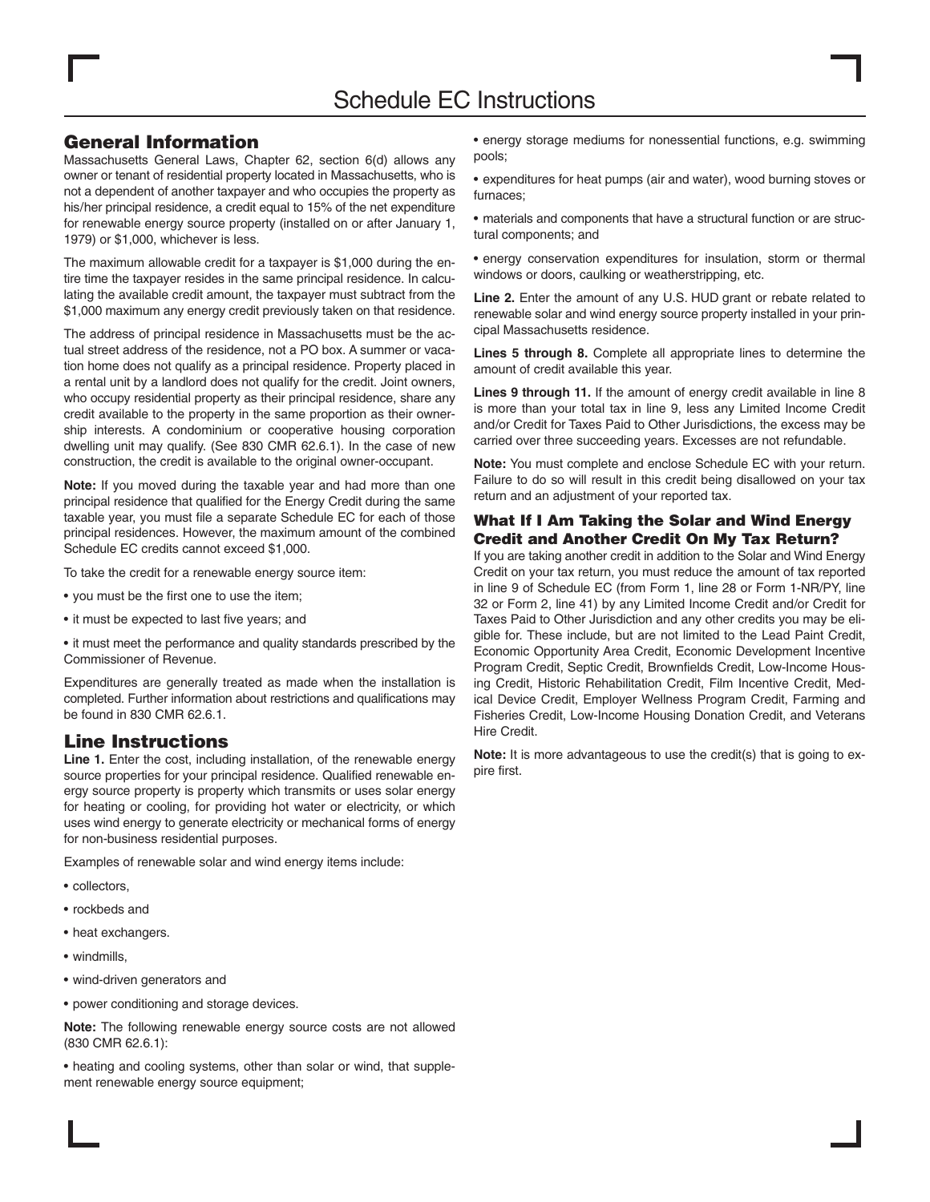# Schedule EC Instructions

## General Information

Massachusetts General Laws, Chapter 62, section 6(d) allows any owner or tenant of residential property located in Massachusetts, who is not a dependent of another taxpayer and who occupies the property as his/her principal residence, a credit equal to 15% of the net expenditure for renewable energy source property (installed on or after January 1, 1979) or $1,000, whichever is less.

The maximum allowable credit for a taxpayer is $1,000 during the entire time the taxpayer resides in the same principal residence. In calculating the available credit amount, the taxpayer must subtract from the $1,000 maximum any energy credit previously taken on that residence.

The address of principal residence in Massachusetts must be the actual street address of the residence, not a PO box. A summer or vacation home does not qualify as a principal residence. Property placed in a rental unit by a landlord does not qualify for the credit. Joint owners, who occupy residential property as their principal residence, share any credit available to the property in the same proportion as their ownership interests. A condominium or cooperative housing corporation dwelling unit may qualify. (See 830 CMR 62.6.1). In the case of new construction, the credit is available to the original owner-occupant.

**Note:** If you moved during the taxable year and had more than one principal residence that qualified for the Energy Credit during the same taxable year, you must file a separate Schedule EC for each of those principal residences. However, the maximum amount of the combined Schedule EC credits cannot exceed $1,000.

To take the credit for a renewable energy source item:

- you must be the first one to use the item;
- it must be expected to last five years; and
- it must meet the performance and quality standards prescribed by the Commissioner of Revenue.

Expenditures are generally treated as made when the installation is completed. Further information about restrictions and qualifications may be found in 830 CMR 62.6.1.

## Line Instructions

**Line 1.** Enter the cost, including installation, of the renewable energy source properties for your principal residence. Qualified renewable energy source property is property which transmits or uses solar energy for heating or cooling, for providing hot water or electricity, or which uses wind energy to generate electricity or mechanical forms of energy for non-business residential purposes.

Examples of renewable solar and wind energy items include:

- collectors,
- rockbeds and
- heat exchangers.
- windmills,
- wind-driven generators and
- power conditioning and storage devices.

**Note:** The following renewable energy source costs are not allowed (830 CMR 62.6.1):

- heating and cooling systems, other than solar or wind, that supplement renewable energy source equipment;
- energy storage mediums for nonessential functions, e.g. swimming pools;
- expenditures for heat pumps (air and water), wood burning stoves or furnaces;
- materials and components that have a structural function or are structural components; and
- energy conservation expenditures for insulation, storm or thermal windows or doors, caulking or weatherstripping, etc.

**Line 2.** Enter the amount of any U.S. HUD grant or rebate related to renewable solar and wind energy source property installed in your principal Massachusetts residence.

**Lines 5 through 8.** Complete all appropriate lines to determine the amount of credit available this year.

**Lines 9 through 11.** If the amount of energy credit available in line 8 is more than your total tax in line 9, less any Limited Income Credit and/or Credit for Taxes Paid to Other Jurisdictions, the excess may be carried over three succeeding years. Excesses are not refundable.

**Note:** You must complete and enclose Schedule EC with your return. Failure to do so will result in this credit being disallowed on your tax return and an adjustment of your reported tax.

### What If I Am Taking the Solar and Wind Energy Credit and Another Credit On My Tax Return?

If you are taking another credit in addition to the Solar and Wind Energy Credit on your tax return, you must reduce the amount of tax reported in line 9 of Schedule EC (from Form 1, line 28 or Form 1-NR/PY, line 32 or Form 2, line 41) by any Limited Income Credit and/or Credit for Taxes Paid to Other Jurisdiction and any other credits you may be eligible for. These include, but are not limited to the Lead Paint Credit, Economic Opportunity Area Credit, Economic Development Incentive Program Credit, Septic Credit, Brownfields Credit, Low-Income Housing Credit, Historic Rehabilitation Credit, Film Incentive Credit, Medical Device Credit, Employer Wellness Program Credit, Farming and Fisheries Credit, Low-Income Housing Donation Credit, and Veterans Hire Credit.

**Note:** It is more advantageous to use the credit(s) that is going to expire first.